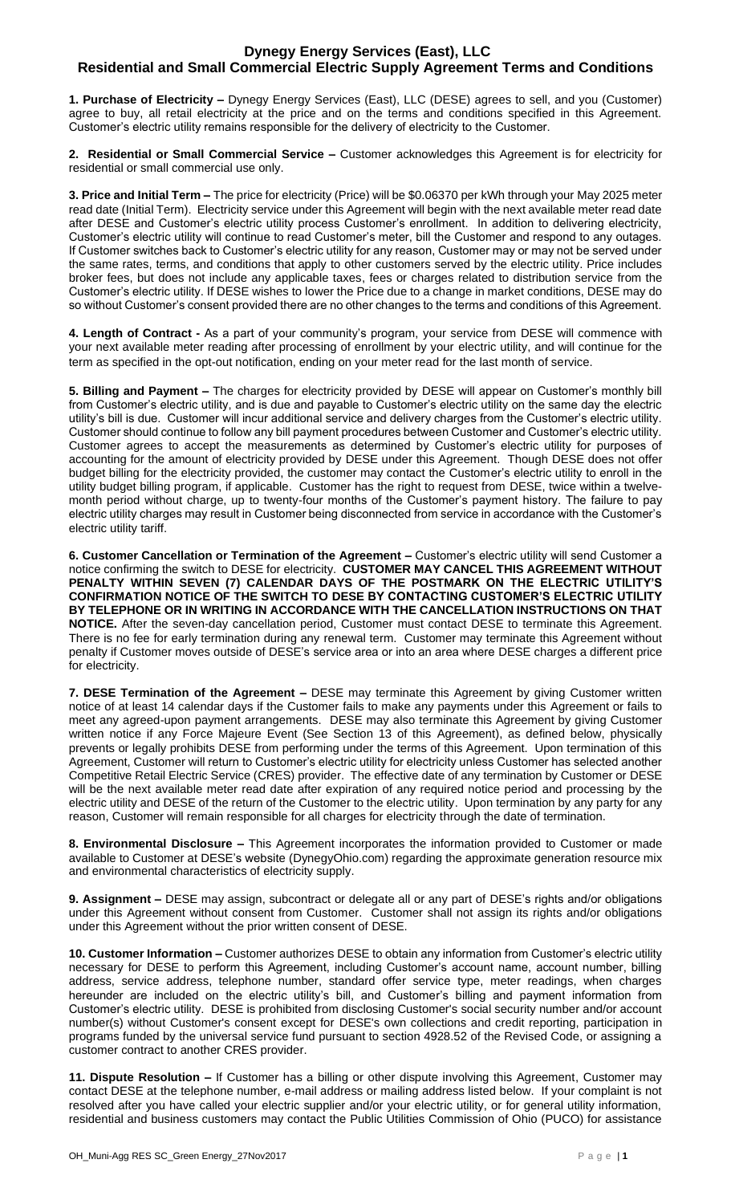# Dynegy Energy Services (East), LLC
## Residential and Small Commercial Electric Supply Agreement Terms and Conditions

**1. Purchase of Electricity –** Dynegy Energy Services (East), LLC (DESE) agrees to sell, and you (Customer) agree to buy, all retail electricity at the price and on the terms and conditions specified in this Agreement. Customer's electric utility remains responsible for the delivery of electricity to the Customer.

**2. Residential or Small Commercial Service –** Customer acknowledges this Agreement is for electricity for residential or small commercial use only.

**3. Price and Initial Term –** The price for electricity (Price) will be $0.06370 per kWh through your May 2025 meter read date (Initial Term). Electricity service under this Agreement will begin with the next available meter read date after DESE and Customer's electric utility process Customer's enrollment. In addition to delivering electricity, Customer's electric utility will continue to read Customer's meter, bill the Customer and respond to any outages. If Customer switches back to Customer's electric utility for any reason, Customer may or may not be served under the same rates, terms, and conditions that apply to other customers served by the electric utility. Price includes broker fees, but does not include any applicable taxes, fees or charges related to distribution service from the Customer's electric utility. If DESE wishes to lower the Price due to a change in market conditions, DESE may do so without Customer's consent provided there are no other changes to the terms and conditions of this Agreement.

**4. Length of Contract -** As a part of your community's program, your service from DESE will commence with your next available meter reading after processing of enrollment by your electric utility, and will continue for the term as specified in the opt-out notification, ending on your meter read for the last month of service.

**5. Billing and Payment –** The charges for electricity provided by DESE will appear on Customer's monthly bill from Customer's electric utility, and is due and payable to Customer's electric utility on the same day the electric utility's bill is due. Customer will incur additional service and delivery charges from the Customer's electric utility. Customer should continue to follow any bill payment procedures between Customer and Customer's electric utility. Customer agrees to accept the measurements as determined by Customer's electric utility for purposes of accounting for the amount of electricity provided by DESE under this Agreement. Though DESE does not offer budget billing for the electricity provided, the customer may contact the Customer's electric utility to enroll in the utility budget billing program, if applicable. Customer has the right to request from DESE, twice within a twelve-month period without charge, up to twenty-four months of the Customer's payment history. The failure to pay electric utility charges may result in Customer being disconnected from service in accordance with the Customer's electric utility tariff.

**6. Customer Cancellation or Termination of the Agreement –** Customer's electric utility will send Customer a notice confirming the switch to DESE for electricity. **CUSTOMER MAY CANCEL THIS AGREEMENT WITHOUT PENALTY WITHIN SEVEN (7) CALENDAR DAYS OF THE POSTMARK ON THE ELECTRIC UTILITY'S CONFIRMATION NOTICE OF THE SWITCH TO DESE BY CONTACTING CUSTOMER'S ELECTRIC UTILITY BY TELEPHONE OR IN WRITING IN ACCORDANCE WITH THE CANCELLATION INSTRUCTIONS ON THAT NOTICE.** After the seven-day cancellation period, Customer must contact DESE to terminate this Agreement. There is no fee for early termination during any renewal term. Customer may terminate this Agreement without penalty if Customer moves outside of DESE's service area or into an area where DESE charges a different price for electricity.

**7. DESE Termination of the Agreement –** DESE may terminate this Agreement by giving Customer written notice of at least 14 calendar days if the Customer fails to make any payments under this Agreement or fails to meet any agreed-upon payment arrangements. DESE may also terminate this Agreement by giving Customer written notice if any Force Majeure Event (See Section 13 of this Agreement), as defined below, physically prevents or legally prohibits DESE from performing under the terms of this Agreement. Upon termination of this Agreement, Customer will return to Customer's electric utility for electricity unless Customer has selected another Competitive Retail Electric Service (CRES) provider. The effective date of any termination by Customer or DESE will be the next available meter read date after expiration of any required notice period and processing by the electric utility and DESE of the return of the Customer to the electric utility. Upon termination by any party for any reason, Customer will remain responsible for all charges for electricity through the date of termination.

**8. Environmental Disclosure –** This Agreement incorporates the information provided to Customer or made available to Customer at DESE's website (DynegyOhio.com) regarding the approximate generation resource mix and environmental characteristics of electricity supply.

**9. Assignment –** DESE may assign, subcontract or delegate all or any part of DESE's rights and/or obligations under this Agreement without consent from Customer. Customer shall not assign its rights and/or obligations under this Agreement without the prior written consent of DESE.

**10. Customer Information –** Customer authorizes DESE to obtain any information from Customer's electric utility necessary for DESE to perform this Agreement, including Customer's account name, account number, billing address, service address, telephone number, standard offer service type, meter readings, when charges hereunder are included on the electric utility's bill, and Customer's billing and payment information from Customer's electric utility. DESE is prohibited from disclosing Customer's social security number and/or account number(s) without Customer's consent except for DESE's own collections and credit reporting, participation in programs funded by the universal service fund pursuant to section 4928.52 of the Revised Code, or assigning a customer contract to another CRES provider.

**11. Dispute Resolution –** If Customer has a billing or other dispute involving this Agreement, Customer may contact DESE at the telephone number, e-mail address or mailing address listed below. If your complaint is not resolved after you have called your electric supplier and/or your electric utility, or for general utility information, residential and business customers may contact the Public Utilities Commission of Ohio (PUCO) for assistance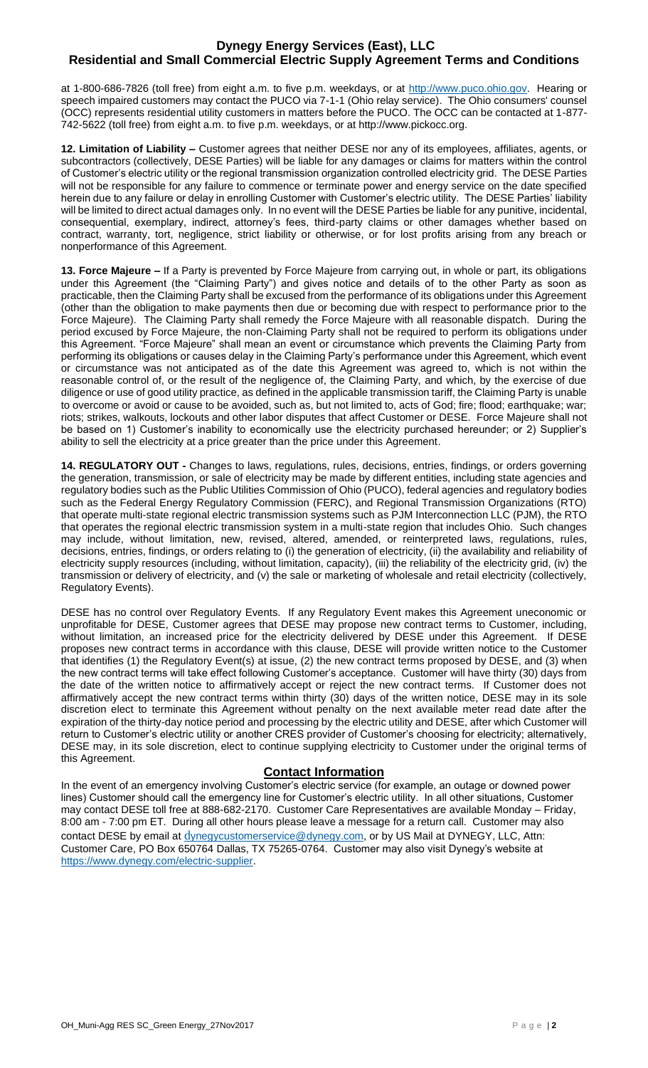at 1-800-686-7826 (toll free) from eight a.m. to five p.m. weekdays, or at http://www.puco.ohio.gov. Hearing or speech impaired customers may contact the PUCO via 7-1-1 (Ohio relay service). The Ohio consumers' counsel (OCC) represents residential utility customers in matters before the PUCO. The OCC can be contacted at 1-877-742-5622 (toll free) from eight a.m. to five p.m. weekdays, or at http://www.pickocc.org.

**12. Limitation of Liability –** Customer agrees that neither DESE nor any of its employees, affiliates, agents, or subcontractors (collectively, DESE Parties) will be liable for any damages or claims for matters within the control of Customer's electric utility or the regional transmission organization controlled electricity grid. The DESE Parties will not be responsible for any failure to commence or terminate power and energy service on the date specified herein due to any failure or delay in enrolling Customer with Customer's electric utility. The DESE Parties' liability will be limited to direct actual damages only. In no event will the DESE Parties be liable for any punitive, incidental, consequential, exemplary, indirect, attorney's fees, third-party claims or other damages whether based on contract, warranty, tort, negligence, strict liability or otherwise, or for lost profits arising from any breach or nonperformance of this Agreement.

**13. Force Majeure –** If a Party is prevented by Force Majeure from carrying out, in whole or part, its obligations under this Agreement (the "Claiming Party") and gives notice and details of to the other Party as soon as practicable, then the Claiming Party shall be excused from the performance of its obligations under this Agreement (other than the obligation to make payments then due or becoming due with respect to performance prior to the Force Majeure). The Claiming Party shall remedy the Force Majeure with all reasonable dispatch. During the period excused by Force Majeure, the non-Claiming Party shall not be required to perform its obligations under this Agreement. "Force Majeure" shall mean an event or circumstance which prevents the Claiming Party from performing its obligations or causes delay in the Claiming Party's performance under this Agreement, which event or circumstance was not anticipated as of the date this Agreement was agreed to, which is not within the reasonable control of, or the result of the negligence of, the Claiming Party, and which, by the exercise of due diligence or use of good utility practice, as defined in the applicable transmission tariff, the Claiming Party is unable to overcome or avoid or cause to be avoided, such as, but not limited to, acts of God; fire; flood; earthquake; war; riots; strikes, walkouts, lockouts and other labor disputes that affect Customer or DESE. Force Majeure shall not be based on 1) Customer's inability to economically use the electricity purchased hereunder; or 2) Supplier's ability to sell the electricity at a price greater than the price under this Agreement.

**14. REGULATORY OUT -** Changes to laws, regulations, rules, decisions, entries, findings, or orders governing the generation, transmission, or sale of electricity may be made by different entities, including state agencies and regulatory bodies such as the Public Utilities Commission of Ohio (PUCO), federal agencies and regulatory bodies such as the Federal Energy Regulatory Commission (FERC), and Regional Transmission Organizations (RTO) that operate multi-state regional electric transmission systems such as PJM Interconnection LLC (PJM), the RTO that operates the regional electric transmission system in a multi-state region that includes Ohio. Such changes may include, without limitation, new, revised, altered, amended, or reinterpreted laws, regulations, rules, decisions, entries, findings, or orders relating to (i) the generation of electricity, (ii) the availability and reliability of electricity supply resources (including, without limitation, capacity), (iii) the reliability of the electricity grid, (iv) the transmission or delivery of electricity, and (v) the sale or marketing of wholesale and retail electricity (collectively, Regulatory Events).

DESE has no control over Regulatory Events. If any Regulatory Event makes this Agreement uneconomic or unprofitable for DESE, Customer agrees that DESE may propose new contract terms to Customer, including, without limitation, an increased price for the electricity delivered by DESE under this Agreement. If DESE proposes new contract terms in accordance with this clause, DESE will provide written notice to the Customer that identifies (1) the Regulatory Event(s) at issue, (2) the new contract terms proposed by DESE, and (3) when the new contract terms will take effect following Customer's acceptance. Customer will have thirty (30) days from the date of the written notice to affirmatively accept or reject the new contract terms. If Customer does not affirmatively accept the new contract terms within thirty (30) days of the written notice, DESE may in its sole discretion elect to terminate this Agreement without penalty on the next available meter read date after the expiration of the thirty-day notice period and processing by the electric utility and DESE, after which Customer will return to Customer's electric utility or another CRES provider of Customer's choosing for electricity; alternatively, DESE may, in its sole discretion, elect to continue supplying electricity to Customer under the original terms of this Agreement.

## Contact Information

In the event of an emergency involving Customer's electric service (for example, an outage or downed power lines) Customer should call the emergency line for Customer's electric utility. In all other situations, Customer may contact DESE toll free at 888-682-2170. Customer Care Representatives are available Monday – Friday, 8:00 am - 7:00 pm ET. During all other hours please leave a message for a return call. Customer may also contact DESE by email at dynegycustomerservice@dynegy.com, or by US Mail at DYNEGY, LLC, Attn: Customer Care, PO Box 650764 Dallas, TX 75265-0764. Customer may also visit Dynegy's website at https://www.dynegy.com/electric-supplier.